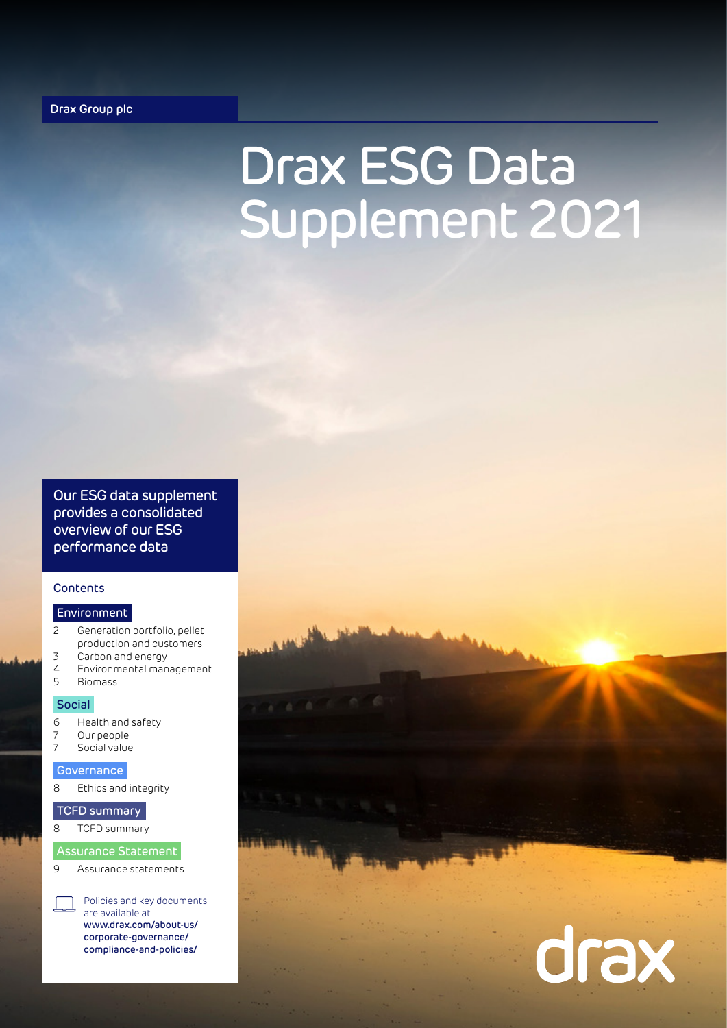Drax Group plc

# Drax ESG Data Supplement 2021

Our ESG data supplement provides a consolidated overview of our ESG performance data

## Contents

**Environment**

2 Generation portfolio, pellet production and customers
3 Carbon and energy
4 Environmental management
5 Biomass

**Social**

6 Health and safety
7 Our people
7 Social value

**Governance**

8 Ethics and integrity

**TCFD summary**

8 TCFD summary

**Assurance Statement**

9 Assurance statements

Policies and key documents are available at **www.drax.com/about-us/corporate-governance/compliance-and-policies/**

drax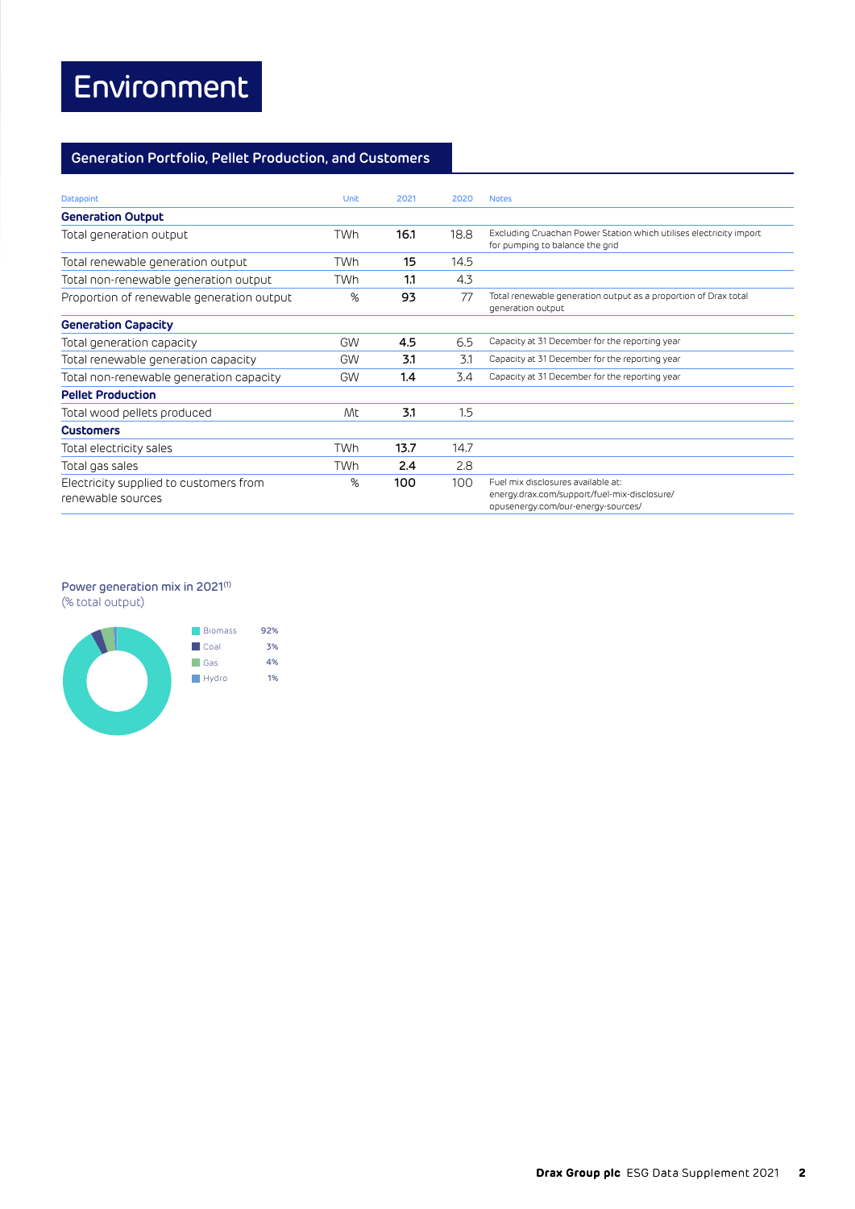# Environment

## Generation Portfolio, Pellet Production, and Customers

| Datapoint | Unit | 2021 | 2020 | Notes |
|---|---|---|---|---|
| **Generation Output** | | | | |
| Total generation output | TWh | **16.1** | 18.8 | Excluding Cruachan Power Station which utilises electricity import for pumping to balance the grid |
| Total renewable generation output | TWh | **15** | 14.5 | |
| Total non-renewable generation output | TWh | **1.1** | 4.3 | |
| Proportion of renewable generation output | % | **93** | 77 | Total renewable generation output as a proportion of Drax total generation output |
| **Generation Capacity** | | | | |
| Total generation capacity | GW | **4.5** | 6.5 | Capacity at 31 December for the reporting year |
| Total renewable generation capacity | GW | **3.1** | 3.1 | Capacity at 31 December for the reporting year |
| Total non-renewable generation capacity | GW | **1.4** | 3.4 | Capacity at 31 December for the reporting year |
| **Pellet Production** | | | | |
| Total wood pellets produced | Mt | **3.1** | 1.5 | |
| **Customers** | | | | |
| Total electricity sales | TWh | **13.7** | 14.7 | |
| Total gas sales | TWh | **2.4** | 2.8 | |
| Electricity supplied to customers from renewable sources | % | **100** | 100 | Fuel mix disclosures available at: energy.drax.com/support/fuel-mix-disclosure/ opusenergy.com/our-energy-sources/ |

Power generation mix in 2021[1]
(% total output)

| Source | % |
|---|---|
| Biomass | 92% |
| Coal | 3% |
| Gas | 4% |
| Hydro | 1% |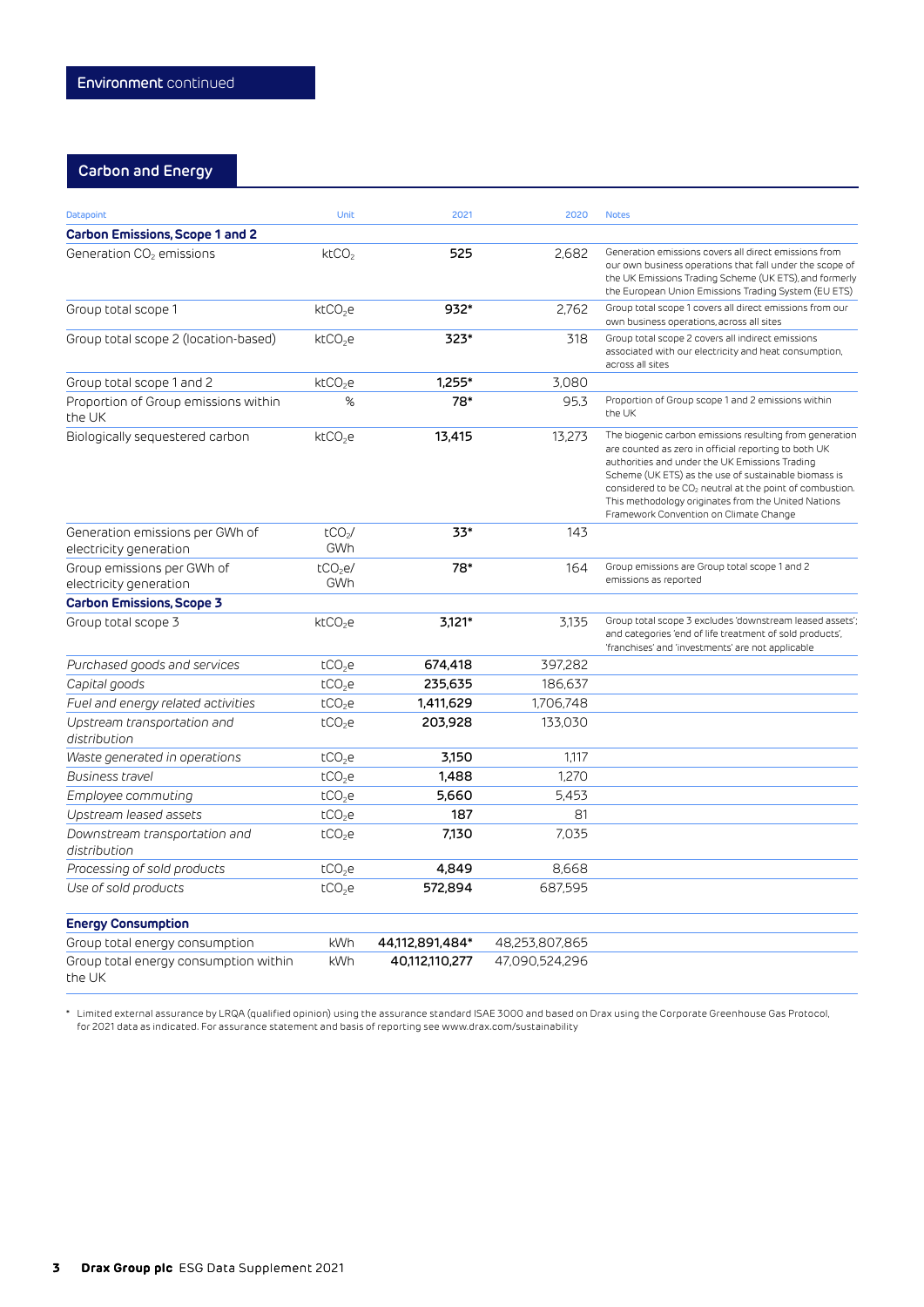## Environment continued

### Carbon and Energy

| Datapoint | Unit | 2021 | 2020 | Notes |
|---|---|---|---|---|
| **Carbon Emissions, Scope 1 and 2** | | | | |
| Generation $CO_2$ emissions | $ktCO_2$ | **525** | 2,682 | Generation emissions covers all direct emissions from our own business operations that fall under the scope of the UK Emissions Trading Scheme (UK ETS), and formerly the European Union Emissions Trading System (EU ETS) |
| Group total scope 1 | $ktCO_2e$ | **932*** | 2,762 | Group total scope 1 covers all direct emissions from our own business operations, across all sites |
| Group total scope 2 (location-based) | $ktCO_2e$ | **323*** | 318 | Group total scope 2 covers all indirect emissions associated with our electricity and heat consumption, across all sites |
| Group total scope 1 and 2 | $ktCO_2e$ | **1,255*** | 3,080 | |
| Proportion of Group emissions within the UK | % | **78*** | 95.3 | Proportion of Group scope 1 and 2 emissions within the UK |
| Biologically sequestered carbon | $ktCO_2e$ | **13,415** | 13,273 | The biogenic carbon emissions resulting from generation are counted as zero in official reporting to both UK authorities and under the UK Emissions Trading Scheme (UK ETS) as the use of sustainable biomass is considered to be $CO_2$ neutral at the point of combustion. This methodology originates from the United Nations Framework Convention on Climate Change |
| Generation emissions per GWh of electricity generation | $tCO_2$/GWh | **33*** | 143 | |
| Group emissions per GWh of electricity generation | $tCO_2e$/GWh | **78*** | 164 | Group emissions are Group total scope 1 and 2 emissions as reported |
| **Carbon Emissions, Scope 3** | | | | |
| Group total scope 3 | $ktCO_2e$ | **3,121*** | 3,135 | Group total scope 3 excludes 'downstream leased assets'; and categories 'end of life treatment of sold products', 'franchises' and 'investments' are not applicable |
| *Purchased goods and services* | $tCO_2e$ | **674,418** | 397,282 | |
| *Capital goods* | $tCO_2e$ | **235,635** | 186,637 | |
| *Fuel and energy related activities* | $tCO_2e$ | **1,411,629** | 1,706,748 | |
| *Upstream transportation and distribution* | $tCO_2e$ | **203,928** | 133,030 | |
| *Waste generated in operations* | $tCO_2e$ | **3,150** | 1,117 | |
| *Business travel* | $tCO_2e$ | **1,488** | 1,270 | |
| *Employee commuting* | $tCO_2e$ | **5,660** | 5,453 | |
| *Upstream leased assets* | $tCO_2e$ | **187** | 81 | |
| *Downstream transportation and distribution* | $tCO_2e$ | **7,130** | 7,035 | |
| *Processing of sold products* | $tCO_2e$ | **4,849** | 8,668 | |
| *Use of sold products* | $tCO_2e$ | **572,894** | 687,595 | |
| **Energy Consumption** | | | | |
| Group total energy consumption | kWh | **44,112,891,484*** | 48,253,807,865 | |
| Group total energy consumption within the UK | kWh | **40,112,110,277** | 47,090,524,296 | |

\* Limited external assurance by LRQA (qualified opinion) using the assurance standard ISAE 3000 and based on Drax using the Corporate Greenhouse Gas Protocol, for 2021 data as indicated. For assurance statement and basis of reporting see www.drax.com/sustainability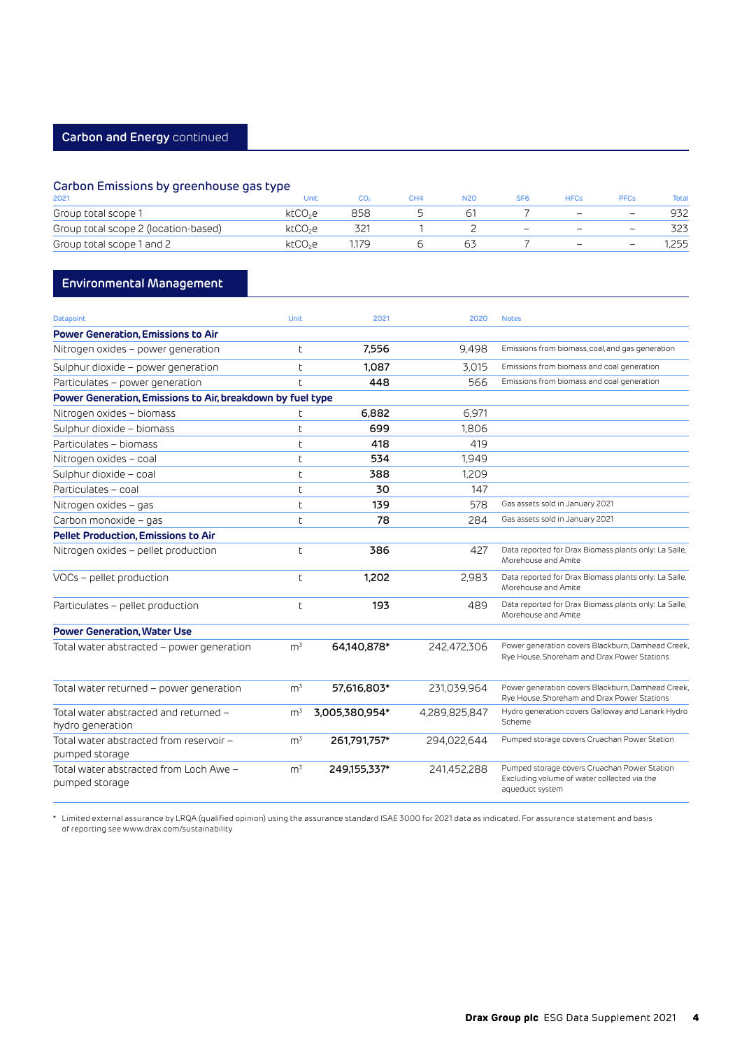## Carbon and Energy continued

### Carbon Emissions by greenhouse gas type

| 2021 | Unit | $CO_2$ | CH4 | N2O | SF6 | HFCs | PFCs | Total |
|---|---|---|---|---|---|---|---|---|
| Group total scope 1 | $ktCO_2e$ | 858 | 5 | 61 | 7 | – | – | 932 |
| Group total scope 2 (location-based) | $ktCO_2e$ | 321 | 1 | 2 | – | – | – | 323 |
| Group total scope 1 and 2 | $ktCO_2e$ | 1,179 | 6 | 63 | 7 | – | – | 1,255 |

## Environmental Management

| Datapoint | Unit | 2021 | 2020 | Notes |
|---|---|---|---|---|
| **Power Generation, Emissions to Air** | | | | |
| Nitrogen oxides – power generation | t | **7,556** | 9,498 | Emissions from biomass, coal, and gas generation |
| Sulphur dioxide – power generation | t | **1,087** | 3,015 | Emissions from biomass and coal generation |
| Particulates – power generation | t | **448** | 566 | Emissions from biomass and coal generation |
| **Power Generation, Emissions to Air, breakdown by fuel type** | | | | |
| Nitrogen oxides – biomass | t | **6,882** | 6,971 | |
| Sulphur dioxide – biomass | t | **699** | 1,806 | |
| Particulates – biomass | t | **418** | 419 | |
| Nitrogen oxides – coal | t | **534** | 1,949 | |
| Sulphur dioxide – coal | t | **388** | 1,209 | |
| Particulates – coal | t | **30** | 147 | |
| Nitrogen oxides – gas | t | **139** | 578 | Gas assets sold in January 2021 |
| Carbon monoxide – gas | t | **78** | 284 | Gas assets sold in January 2021 |
| **Pellet Production, Emissions to Air** | | | | |
| Nitrogen oxides – pellet production | t | **386** | 427 | Data reported for Drax Biomass plants only: La Salle, Morehouse and Amite |
| VOCs – pellet production | t | **1,202** | 2,983 | Data reported for Drax Biomass plants only: La Salle, Morehouse and Amite |
| Particulates – pellet production | t | **193** | 489 | Data reported for Drax Biomass plants only: La Salle, Morehouse and Amite |
| **Power Generation, Water Use** | | | | |
| Total water abstracted – power generation | $m^3$ | **64,140,878*** | 242,472,306 | Power generation covers Blackburn, Damhead Creek, Rye House, Shoreham and Drax Power Stations |
| Total water returned – power generation | $m^3$ | **57,616,803*** | 231,039,964 | Power generation covers Blackburn, Damhead Creek, Rye House, Shoreham and Drax Power Stations |
| Total water abstracted and returned – hydro generation | $m^3$ | **3,005,380,954*** | 4,289,825,847 | Hydro generation covers Galloway and Lanark Hydro Scheme |
| Total water abstracted from reservoir – pumped storage | $m^3$ | **261,791,757*** | 294,022,644 | Pumped storage covers Cruachan Power Station |
| Total water abstracted from Loch Awe – pumped storage | $m^3$ | **249,155,337*** | 241,452,288 | Pumped storage covers Cruachan Power Station Excluding volume of water collected via the aqueduct system |

* Limited external assurance by LRQA (qualified opinion) using the assurance standard ISAE 3000 for 2021 data as indicated. For assurance statement and basis of reporting see www.drax.com/sustainability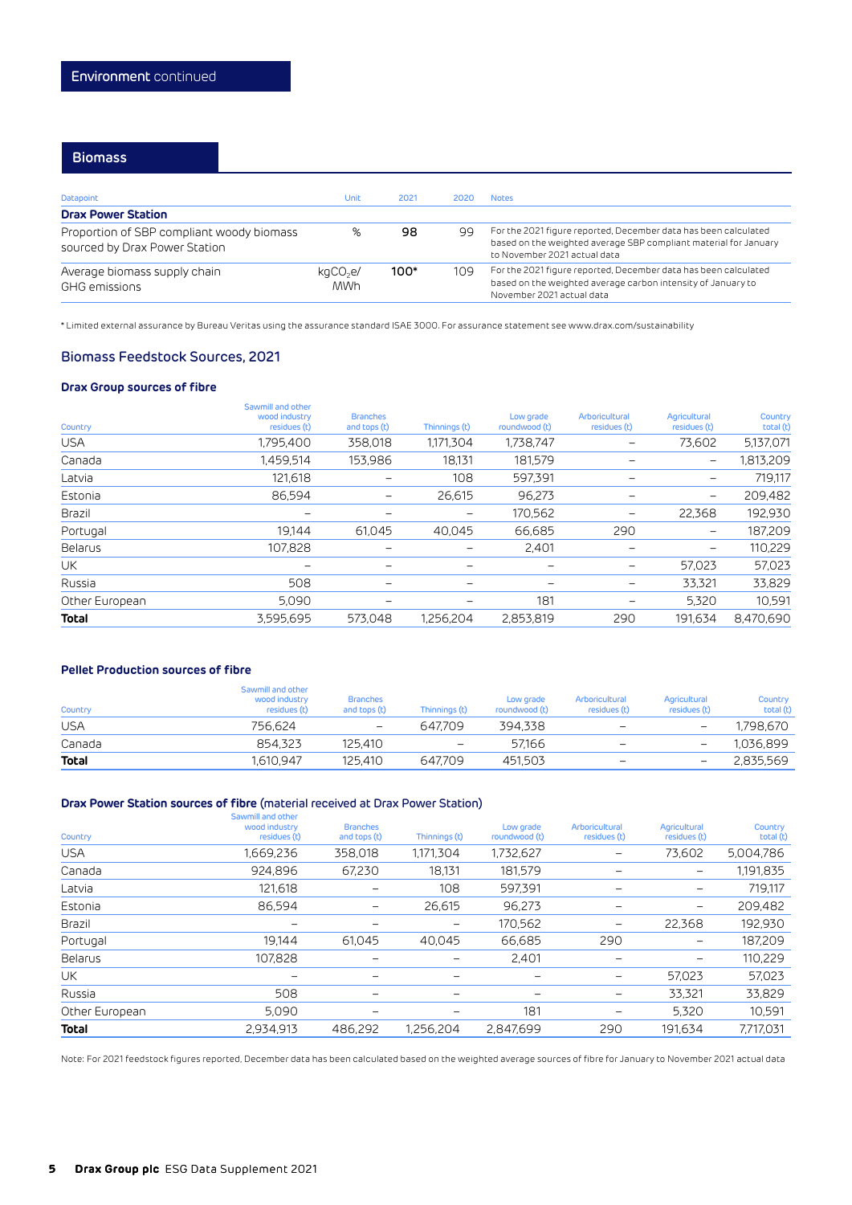## Environment continued

### Biomass

| Datapoint | Unit | 2021 | 2020 | Notes |
|---|---|---|---|---|
| **Drax Power Station** | | | | |
| Proportion of SBP compliant woody biomass sourced by Drax Power Station | % | **98** | 99 | For the 2021 figure reported, December data has been calculated based on the weighted average SBP compliant material for January to November 2021 actual data |
| Average biomass supply chain GHG emissions | $kgCO_2e$/MWh | **100*** | 109 | For the 2021 figure reported, December data has been calculated based on the weighted average carbon intensity of January to November 2021 actual data |

* Limited external assurance by Bureau Veritas using the assurance standard ISAE 3000. For assurance statement see www.drax.com/sustainability

### Biomass Feedstock Sources, 2021

#### Drax Group sources of fibre

| Country | Sawmill and other wood industry residues (t) | Branches and tops (t) | Thinnings (t) | Low grade roundwood (t) | Arboricultural residues (t) | Agricultural residues (t) | Country total (t) |
|---|---|---|---|---|---|---|---|
| USA | 1,795,400 | 358,018 | 1,171,304 | 1,738,747 | – | 73,602 | 5,137,071 |
| Canada | 1,459,514 | 153,986 | 18,131 | 181,579 | – | – | 1,813,209 |
| Latvia | 121,618 | – | 108 | 597,391 | – | – | 719,117 |
| Estonia | 86,594 | – | 26,615 | 96,273 | – | – | 209,482 |
| Brazil | – | – | – | 170,562 | – | 22,368 | 192,930 |
| Portugal | 19,144 | 61,045 | 40,045 | 66,685 | 290 | – | 187,209 |
| Belarus | 107,828 | – | – | 2,401 | – | – | 110,229 |
| UK | – | – | – | – | – | 57,023 | 57,023 |
| Russia | 508 | – | – | – | – | 33,321 | 33,829 |
| Other European | 5,090 | – | – | 181 | – | 5,320 | 10,591 |
| **Total** | 3,595,695 | 573,048 | 1,256,204 | 2,853,819 | 290 | 191,634 | 8,470,690 |

#### Pellet Production sources of fibre

| Country | Sawmill and other wood industry residues (t) | Branches and tops (t) | Thinnings (t) | Low grade roundwood (t) | Arboricultural residues (t) | Agricultural residues (t) | Country total (t) |
|---|---|---|---|---|---|---|---|
| USA | 756,624 | – | 647,709 | 394,338 | – | – | 1,798,670 |
| Canada | 854,323 | 125,410 | – | 57,166 | – | – | 1,036,899 |
| **Total** | 1,610,947 | 125,410 | 647,709 | 451,503 | – | – | 2,835,569 |

#### Drax Power Station sources of fibre (material received at Drax Power Station)

| Country | Sawmill and other wood industry residues (t) | Branches and tops (t) | Thinnings (t) | Low grade roundwood (t) | Arboricultural residues (t) | Agricultural residues (t) | Country total (t) |
|---|---|---|---|---|---|---|---|
| USA | 1,669,236 | 358,018 | 1,171,304 | 1,732,627 | – | 73,602 | 5,004,786 |
| Canada | 924,896 | 67,230 | 18,131 | 181,579 | – | – | 1,191,835 |
| Latvia | 121,618 | – | 108 | 597,391 | – | – | 719,117 |
| Estonia | 86,594 | – | 26,615 | 96,273 | – | – | 209,482 |
| Brazil | – | – | – | 170,562 | – | 22,368 | 192,930 |
| Portugal | 19,144 | 61,045 | 40,045 | 66,685 | 290 | – | 187,209 |
| Belarus | 107,828 | – | – | 2,401 | – | – | 110,229 |
| UK | – | – | – | – | – | 57,023 | 57,023 |
| Russia | 508 | – | – | – | – | 33,321 | 33,829 |
| Other European | 5,090 | – | – | 181 | – | 5,320 | 10,591 |
| **Total** | 2,934,913 | 486,292 | 1,256,204 | 2,847,699 | 290 | 191,634 | 7,717,031 |

Note: For 2021 feedstock figures reported, December data has been calculated based on the weighted average sources of fibre for January to November 2021 actual data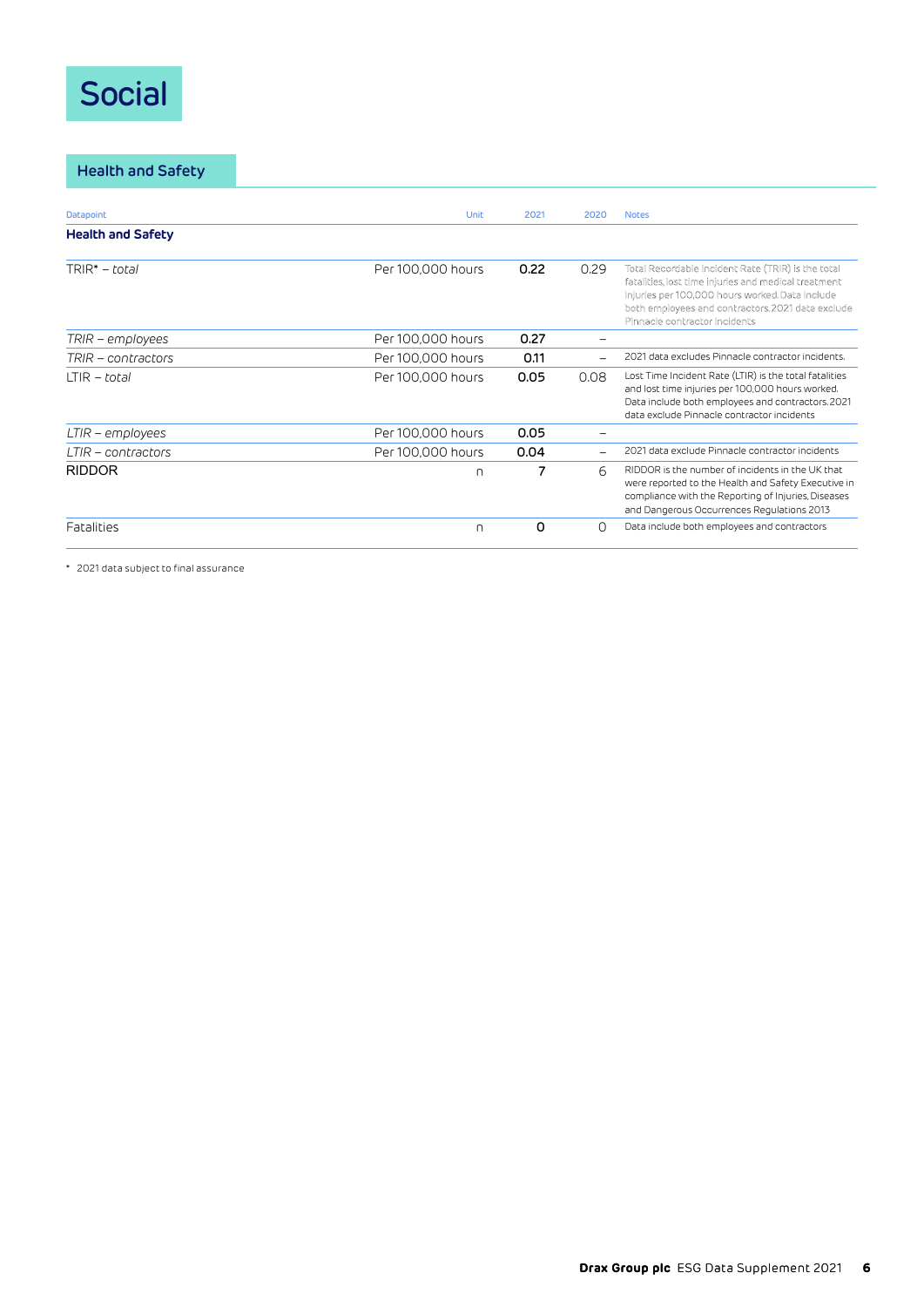# Social

## Health and Safety

| Datapoint | Unit | 2021 | 2020 | Notes |
|---|---|---|---|---|
| **Health and Safety** | | | | |
| TRIR* – *total* | Per 100,000 hours | **0.22** | 0.29 | Total Recordable Incident Rate (TRIR) is the total fatalities, lost time injuries and medical treatment injuries per 100,000 hours worked. Data include both employees and contractors. 2021 data exclude Pinnacle contractor incidents |
| *TRIR – employees* | Per 100,000 hours | **0.27** | – | |
| *TRIR – contractors* | Per 100,000 hours | **0.11** | – | 2021 data excludes Pinnacle contractor incidents. |
| LTIR – *total* | Per 100,000 hours | **0.05** | 0.08 | Lost Time Incident Rate (LTIR) is the total fatalities and lost time injuries per 100,000 hours worked. Data include both employees and contractors. 2021 data exclude Pinnacle contractor incidents |
| *LTIR – employees* | Per 100,000 hours | **0.05** | – | |
| *LTIR – contractors* | Per 100,000 hours | **0.04** | – | 2021 data exclude Pinnacle contractor incidents |
| RIDDOR | n | **7** | 6 | RIDDOR is the number of incidents in the UK that were reported to the Health and Safety Executive in compliance with the Reporting of Injuries, Diseases and Dangerous Occurrences Regulations 2013 |
| Fatalities | n | **0** | 0 | Data include both employees and contractors |

* 2021 data subject to final assurance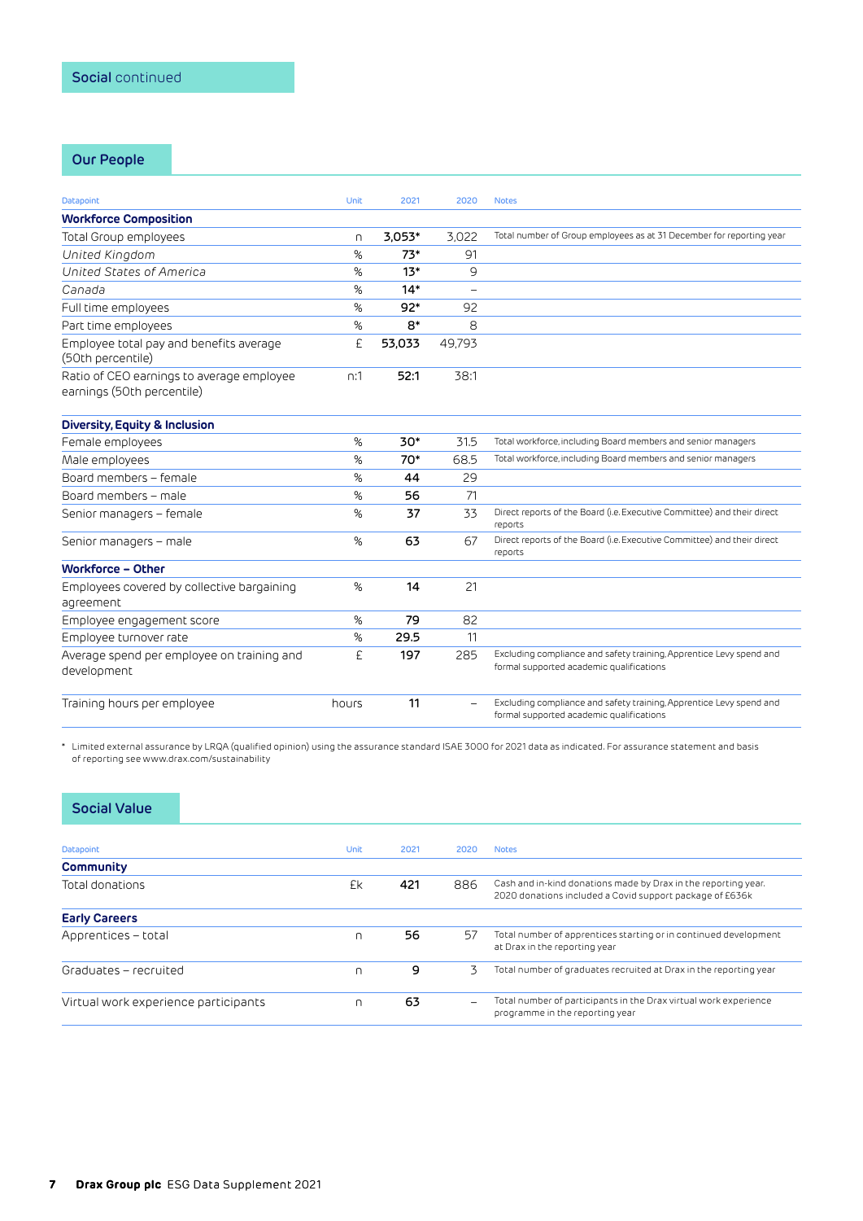## Social continued

### Our People

| Datapoint | Unit | 2021 | 2020 | Notes |
|---|---|---|---|---|
| **Workforce Composition** | | | | |
| Total Group employees | n | **3,053*** | 3,022 | Total number of Group employees as at 31 December for reporting year |
| *United Kingdom* | % | **73*** | 91 | |
| *United States of America* | % | **13*** | 9 | |
| *Canada* | % | **14*** | – | |
| Full time employees | % | **92*** | 92 | |
| Part time employees | % | **8*** | 8 | |
| Employee total pay and benefits average (50th percentile) | £ | **53,033** | 49,793 | |
| Ratio of CEO earnings to average employee earnings (50th percentile) | n:1 | **52:1** | 38:1 | |
| **Diversity, Equity & Inclusion** | | | | |
| Female employees | % | **30*** | 31.5 | Total workforce, including Board members and senior managers |
| Male employees | % | **70*** | 68.5 | Total workforce, including Board members and senior managers |
| Board members – female | % | **44** | 29 | |
| Board members – male | % | **56** | 71 | |
| Senior managers – female | % | **37** | 33 | Direct reports of the Board (i.e. Executive Committee) and their direct reports |
| Senior managers – male | % | **63** | 67 | Direct reports of the Board (i.e. Executive Committee) and their direct reports |
| **Workforce – Other** | | | | |
| Employees covered by collective bargaining agreement | % | **14** | 21 | |
| Employee engagement score | % | **79** | 82 | |
| Employee turnover rate | % | **29.5** | 11 | |
| Average spend per employee on training and development | £ | **197** | 285 | Excluding compliance and safety training, Apprentice Levy spend and formal supported academic qualifications |
| Training hours per employee | hours | **11** | – | Excluding compliance and safety training, Apprentice Levy spend and formal supported academic qualifications |

* Limited external assurance by LRQA (qualified opinion) using the assurance standard ISAE 3000 for 2021 data as indicated. For assurance statement and basis of reporting see www.drax.com/sustainability

### Social Value

| Datapoint | Unit | 2021 | 2020 | Notes |
|---|---|---|---|---|
| **Community** | | | | |
| Total donations | £k | **421** | 886 | Cash and in-kind donations made by Drax in the reporting year. 2020 donations included a Covid support package of £636k |
| **Early Careers** | | | | |
| Apprentices – total | n | **56** | 57 | Total number of apprentices starting or in continued development at Drax in the reporting year |
| Graduates – recruited | n | **9** | 3 | Total number of graduates recruited at Drax in the reporting year |
| Virtual work experience participants | n | **63** | – | Total number of participants in the Drax virtual work experience programme in the reporting year |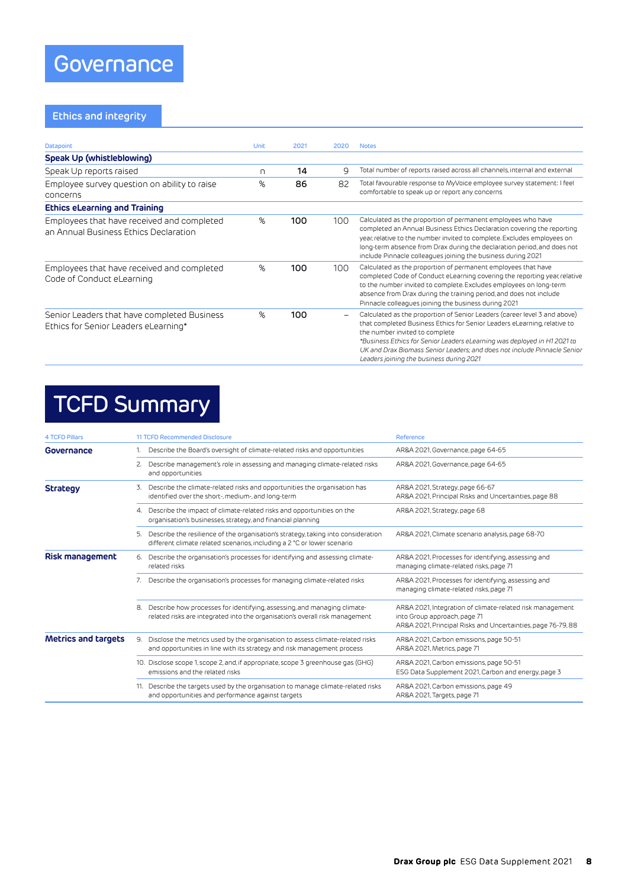# Governance

## Ethics and integrity

| Datapoint | Unit | 2021 | 2020 | Notes |
|---|---|---|---|---|
| **Speak Up (whistleblowing)** | | | | |
| Speak Up reports raised | n | **14** | 9 | Total number of reports raised across all channels, internal and external |
| Employee survey question on ability to raise concerns | % | **86** | 82 | Total favourable response to MyVoice employee survey statement: I feel comfortable to speak up or report any concerns |
| **Ethics eLearning and Training** | | | | |
| Employees that have received and completed an Annual Business Ethics Declaration | % | **100** | 100 | Calculated as the proportion of permanent employees who have completed an Annual Business Ethics Declaration covering the reporting year, relative to the number invited to complete. Excludes employees on long-term absence from Drax during the declaration period, and does not include Pinnacle colleagues joining the business during 2021 |
| Employees that have received and completed Code of Conduct eLearning | % | **100** | 100 | Calculated as the proportion of permanent employees that have completed Code of Conduct eLearning covering the reporting year, relative to the number invited to complete. Excludes employees on long-term absence from Drax during the training period, and does not include Pinnacle colleagues joining the business during 2021 |
| Senior Leaders that have completed Business Ethics for Senior Leaders eLearning* | % | **100** | – | Calculated as the proportion of Senior Leaders (career level 3 and above) that completed Business Ethics for Senior Leaders eLearning, relative to the number invited to complete<br>*Business Ethics for Senior Leaders eLearning was deployed in H1 2021 to UK and Drax Biomass Senior Leaders; and does not include Pinnacle Senior Leaders joining the business during 2021* |

# TCFD Summary

| 4 TCFD Pillars | 11 TCFD Recommended Disclosure | Reference |
|---|---|---|
| **Governance** | 1. Describe the Board's oversight of climate-related risks and opportunities | AR&A 2021, Governance, page 64-65 |
| | 2. Describe management's role in assessing and managing climate-related risks and opportunities | AR&A 2021, Governance, page 64-65 |
| **Strategy** | 3. Describe the climate-related risks and opportunities the organisation has identified over the short-, medium-, and long-term | AR&A 2021, Strategy, page 66-67<br>AR&A 2021, Principal Risks and Uncertainties, page 88 |
| | 4. Describe the impact of climate-related risks and opportunities on the organisation's businesses, strategy, and financial planning | AR&A 2021, Strategy, page 68 |
| | 5. Describe the resilience of the organisation's strategy, taking into consideration different climate related scenarios, including a 2 °C or lower scenario | AR&A 2021, Climate scenario analysis, page 68-70 |
| **Risk management** | 6. Describe the organisation's processes for identifying and assessing climate-related risks | AR&A 2021, Processes for identifying, assessing and managing climate-related risks, page 71 |
| | 7. Describe the organisation's processes for managing climate-related risks | AR&A 2021, Processes for identifying, assessing and managing climate-related risks, page 71 |
| | 8. Describe how processes for identifying, assessing, and managing climate-related risks are integrated into the organisation's overall risk management | AR&A 2021, Integration of climate-related risk management into Group approach, page 71<br>AR&A 2021, Principal Risks and Uncertainties, page 76-79, 88 |
| **Metrics and targets** | 9. Disclose the metrics used by the organisation to assess climate-related risks and opportunities in line with its strategy and risk management process | AR&A 2021, Carbon emissions, page 50-51<br>AR&A 2021, Metrics, page 71 |
| | 10. Disclose scope 1, scope 2, and, if appropriate, scope 3 greenhouse gas (GHG) emissions and the related risks | AR&A 2021, Carbon emissions, page 50-51<br>ESG Data Supplement 2021, Carbon and energy, page 3 |
| | 11. Describe the targets used by the organisation to manage climate-related risks and opportunities and performance against targets | AR&A 2021, Carbon emissions, page 49<br>AR&A 2021, Targets, page 71 |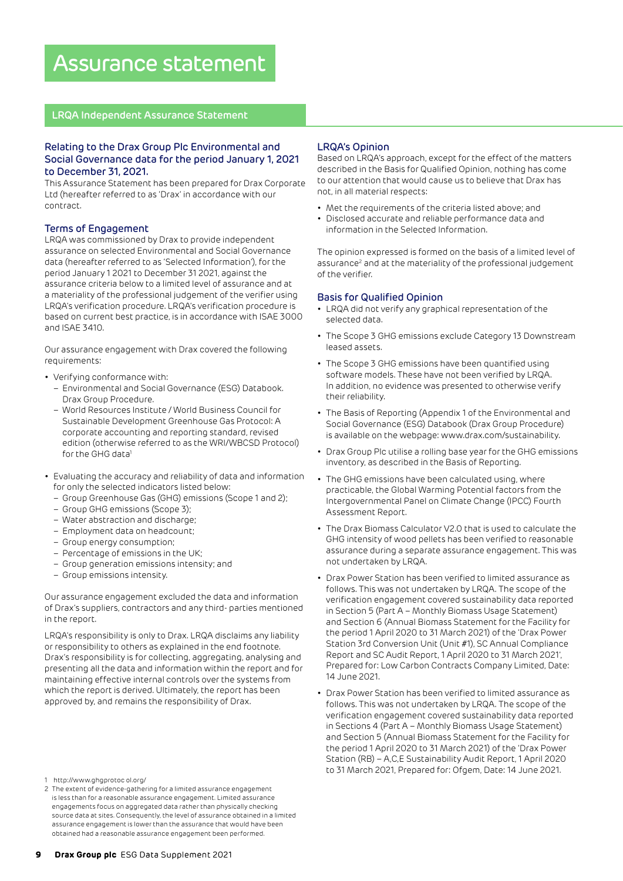# Assurance statement

## LRQA Independent Assurance Statement

### Relating to the Drax Group Plc Environmental and Social Governance data for the period January 1, 2021 to December 31, 2021.

This Assurance Statement has been prepared for Drax Corporate Ltd (hereafter referred to as 'Drax' in accordance with our contract.

### Terms of Engagement

LRQA was commissioned by Drax to provide independent assurance on selected Environmental and Social Governance data (hereafter referred to as 'Selected Information'), for the period January 1 2021 to December 31 2021, against the assurance criteria below to a limited level of assurance and at a materiality of the professional judgement of the verifier using LRQA's verification procedure. LRQA's verification procedure is based on current best practice, is in accordance with ISAE 3000 and ISAE 3410.

Our assurance engagement with Drax covered the following requirements:

- Verifying conformance with:
  - Environmental and Social Governance (ESG) Databook. Drax Group Procedure.
  - World Resources Institute / World Business Council for Sustainable Development Greenhouse Gas Protocol: A corporate accounting and reporting standard, revised edition (otherwise referred to as the WRI/WBCSD Protocol) for the GHG data[1]
- Evaluating the accuracy and reliability of data and information for only the selected indicators listed below:
  - Group Greenhouse Gas (GHG) emissions (Scope 1 and 2);
  - Group GHG emissions (Scope 3);
  - Water abstraction and discharge;
  - Employment data on headcount;
  - Group energy consumption;
  - Percentage of emissions in the UK;
  - Group generation emissions intensity; and
  - Group emissions intensity.

Our assurance engagement excluded the data and information of Drax's suppliers, contractors and any third- parties mentioned in the report.

LRQA's responsibility is only to Drax. LRQA disclaims any liability or responsibility to others as explained in the end footnote. Drax's responsibility is for collecting, aggregating, analysing and presenting all the data and information within the report and for maintaining effective internal controls over the systems from which the report is derived. Ultimately, the report has been approved by, and remains the responsibility of Drax.

### LRQA's Opinion

Based on LRQA's approach, except for the effect of the matters described in the Basis for Qualified Opinion, nothing has come to our attention that would cause us to believe that Drax has not, in all material respects:

- Met the requirements of the criteria listed above; and
- Disclosed accurate and reliable performance data and information in the Selected Information.

The opinion expressed is formed on the basis of a limited level of assurance[2] and at the materiality of the professional judgement of the verifier.

### Basis for Qualified Opinion

- LRQA did not verify any graphical representation of the selected data.
- The Scope 3 GHG emissions exclude Category 13 Downstream leased assets.
- The Scope 3 GHG emissions have been quantified using software models. These have not been verified by LRQA. In addition, no evidence was presented to otherwise verify their reliability.
- The Basis of Reporting (Appendix 1 of the Environmental and Social Governance (ESG) Databook (Drax Group Procedure) is available on the webpage: www.drax.com/sustainability.
- Drax Group Plc utilise a rolling base year for the GHG emissions inventory, as described in the Basis of Reporting.
- The GHG emissions have been calculated using, where practicable, the Global Warming Potential factors from the Intergovernmental Panel on Climate Change (IPCC) Fourth Assessment Report.
- The Drax Biomass Calculator V2.0 that is used to calculate the GHG intensity of wood pellets has been verified to reasonable assurance during a separate assurance engagement. This was not undertaken by LRQA.
- Drax Power Station has been verified to limited assurance as follows. This was not undertaken by LRQA. The scope of the verification engagement covered sustainability data reported in Section 5 (Part A – Monthly Biomass Usage Statement) and Section 6 (Annual Biomass Statement for the Facility for the period 1 April 2020 to 31 March 2021) of the 'Drax Power Station 3rd Conversion Unit (Unit #1), SC Annual Compliance Report and SC Audit Report, 1 April 2020 to 31 March 2021', Prepared for: Low Carbon Contracts Company Limited, Date: 14 June 2021.
- Drax Power Station has been verified to limited assurance as follows. This was not undertaken by LRQA. The scope of the verification engagement covered sustainability data reported in Sections 4 (Part A – Monthly Biomass Usage Statement) and Section 5 (Annual Biomass Statement for the Facility for the period 1 April 2020 to 31 March 2021) of the 'Drax Power Station (RB) – A,C,E Sustainability Audit Report, 1 April 2020 to 31 March 2021, Prepared for: Ofgem, Date: 14 June 2021.

---

1 http://www.ghgprotoc ol.org/

2 The extent of evidence-gathering for a limited assurance engagement is less than for a reasonable assurance engagement. Limited assurance engagements focus on aggregated data rather than physically checking source data at sites. Consequently, the level of assurance obtained in a limited assurance engagement is lower than the assurance that would have been obtained had a reasonable assurance engagement been performed.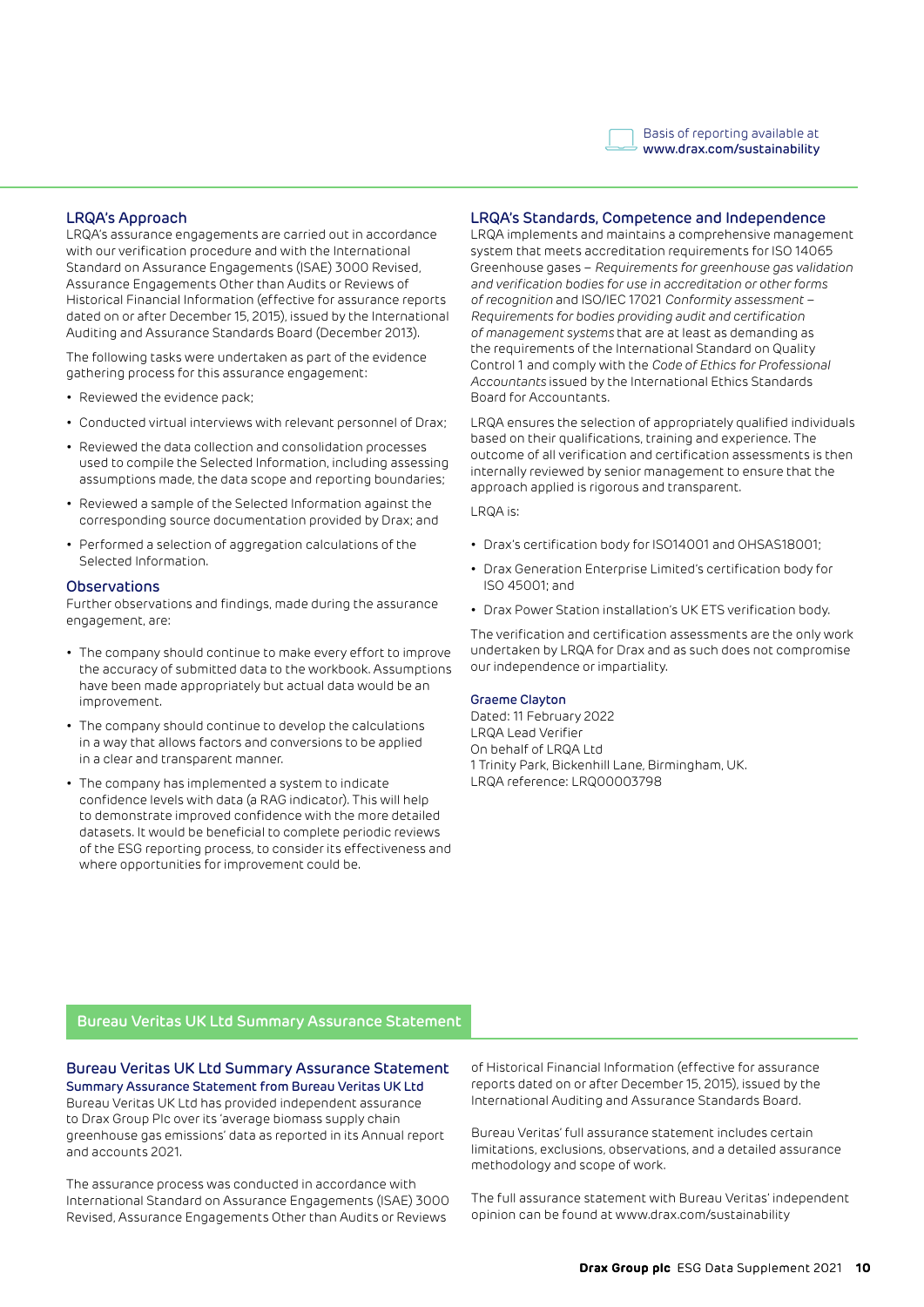Basis of reporting available at **www.drax.com/sustainability**

## LRQA's Approach

LRQA's assurance engagements are carried out in accordance with our verification procedure and with the International Standard on Assurance Engagements (ISAE) 3000 Revised, Assurance Engagements Other than Audits or Reviews of Historical Financial Information (effective for assurance reports dated on or after December 15, 2015), issued by the International Auditing and Assurance Standards Board (December 2013).

The following tasks were undertaken as part of the evidence gathering process for this assurance engagement:

- Reviewed the evidence pack;
- Conducted virtual interviews with relevant personnel of Drax;
- Reviewed the data collection and consolidation processes used to compile the Selected Information, including assessing assumptions made, the data scope and reporting boundaries;
- Reviewed a sample of the Selected Information against the corresponding source documentation provided by Drax; and
- Performed a selection of aggregation calculations of the Selected Information.

## Observations

Further observations and findings, made during the assurance engagement, are:

- The company should continue to make every effort to improve the accuracy of submitted data to the workbook. Assumptions have been made appropriately but actual data would be an improvement.
- The company should continue to develop the calculations in a way that allows factors and conversions to be applied in a clear and transparent manner.
- The company has implemented a system to indicate confidence levels with data (a RAG indicator). This will help to demonstrate improved confidence with the more detailed datasets. It would be beneficial to complete periodic reviews of the ESG reporting process, to consider its effectiveness and where opportunities for improvement could be.

## LRQA's Standards, Competence and Independence

LRQA implements and maintains a comprehensive management system that meets accreditation requirements for ISO 14065 Greenhouse gases – *Requirements for greenhouse gas validation and verification bodies for use in accreditation or other forms of recognition* and ISO/IEC 17021 *Conformity assessment – Requirements for bodies providing audit and certification of management systems* that are at least as demanding as the requirements of the International Standard on Quality Control 1 and comply with the *Code of Ethics for Professional Accountants* issued by the International Ethics Standards Board for Accountants.

LRQA ensures the selection of appropriately qualified individuals based on their qualifications, training and experience. The outcome of all verification and certification assessments is then internally reviewed by senior management to ensure that the approach applied is rigorous and transparent.

LRQA is:

- Drax's certification body for ISO14001 and OHSAS18001;
- Drax Generation Enterprise Limited's certification body for ISO 45001; and
- Drax Power Station installation's UK ETS verification body.

The verification and certification assessments are the only work undertaken by LRQA for Drax and as such does not compromise our independence or impartiality.

**Graeme Clayton**
Dated: 11 February 2022
LRQA Lead Verifier
On behalf of LRQA Ltd
1 Trinity Park, Bickenhill Lane, Birmingham, UK.
LRQA reference: LRQ00003798

## Bureau Veritas UK Ltd Summary Assurance Statement

### Bureau Veritas UK Ltd Summary Assurance Statement

#### Summary Assurance Statement from Bureau Veritas UK Ltd

Bureau Veritas UK Ltd has provided independent assurance to Drax Group Plc over its 'average biomass supply chain greenhouse gas emissions' data as reported in its Annual report and accounts 2021.

The assurance process was conducted in accordance with International Standard on Assurance Engagements (ISAE) 3000 Revised, Assurance Engagements Other than Audits or Reviews of Historical Financial Information (effective for assurance reports dated on or after December 15, 2015), issued by the International Auditing and Assurance Standards Board.

Bureau Veritas' full assurance statement includes certain limitations, exclusions, observations, and a detailed assurance methodology and scope of work.

The full assurance statement with Bureau Veritas' independent opinion can be found at www.drax.com/sustainability